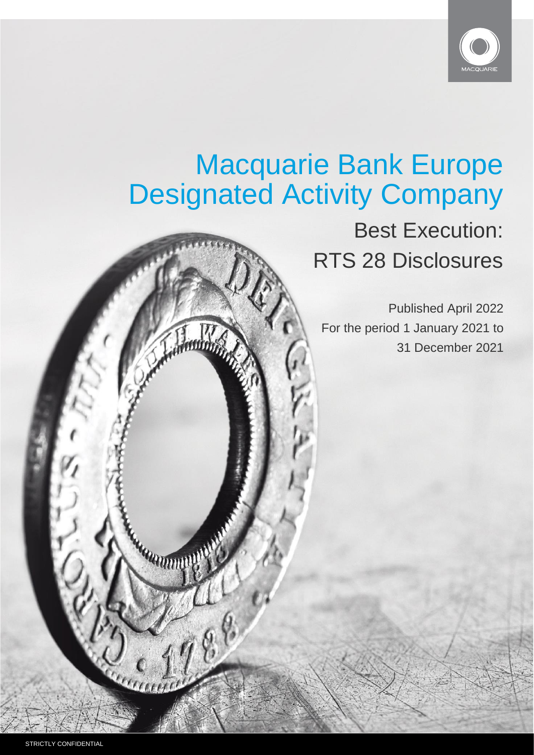# Macquarie Bank Europe Designated Activity Company

## Best Execution: RTS 28 Disclosures

Published April 2022

For the period 1 January 2021 to 31 December 2021

STRICTLY CONFIDENTIAL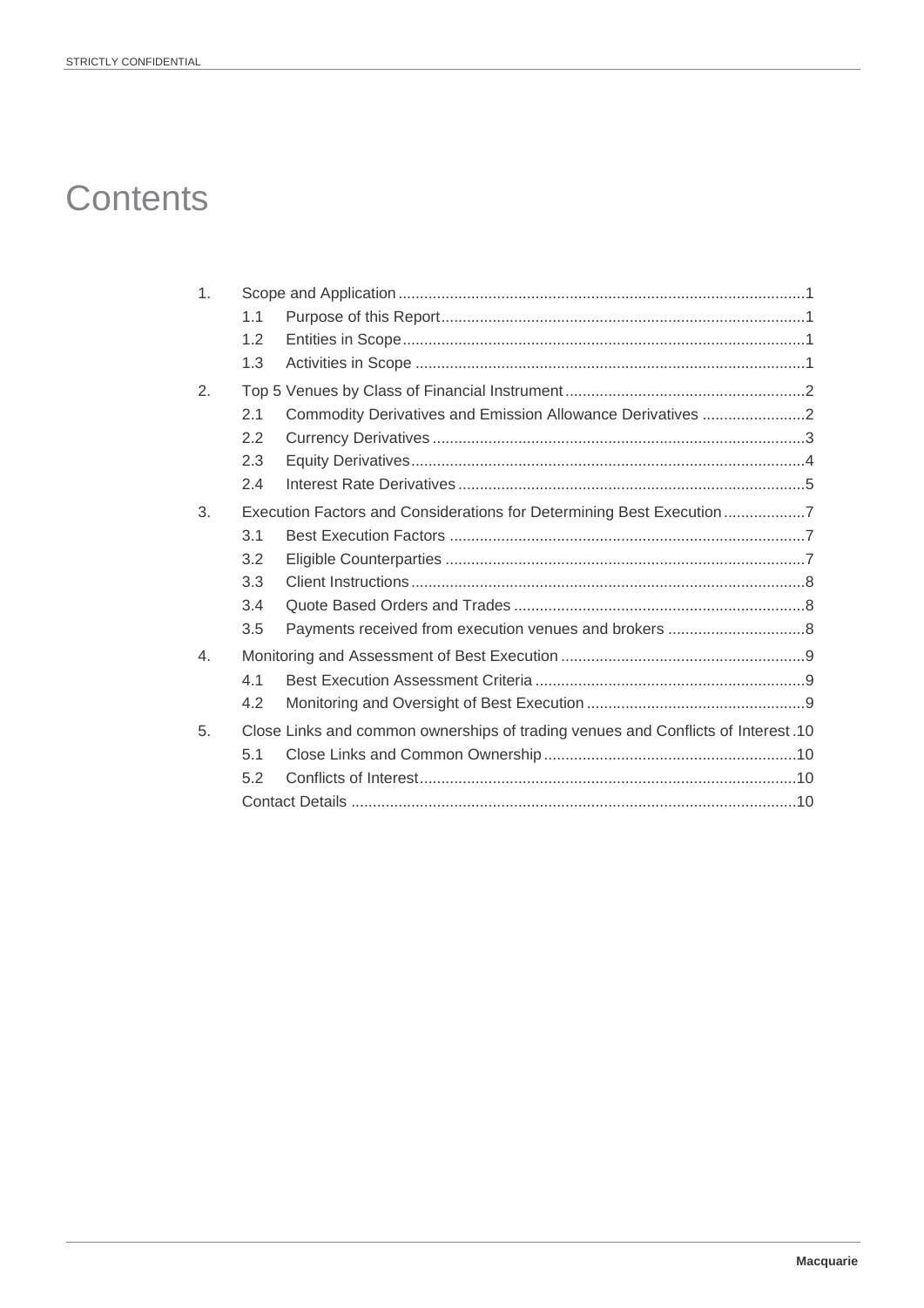# Contents

1. Scope and Application ....................................................................................1
   - 1.1 Purpose of this Report ...........................................................................1
   - 1.2 Entities in Scope ....................................................................................1
   - 1.3 Activities in Scope .................................................................................1
2. Top 5 Venues by Class of Financial Instrument .............................................2
   - 2.1 Commodity Derivatives and Emission Allowance Derivatives ...............2
   - 2.2 Currency Derivatives ..............................................................................3
   - 2.3 Equity Derivatives ...................................................................................4
   - 2.4 Interest Rate Derivatives ........................................................................5
3. Execution Factors and Considerations for Determining Best Execution ..........7
   - 3.1 Best Execution Factors ..........................................................................7
   - 3.2 Eligible Counterparties ...........................................................................7
   - 3.3 Client Instructions ..................................................................................8
   - 3.4 Quote Based Orders and Trades ...........................................................8
   - 3.5 Payments received from execution venues and brokers .......................8
4. Monitoring and Assessment of Best Execution ...............................................9
   - 4.1 Best Execution Assessment Criteria ......................................................9
   - 4.2 Monitoring and Oversight of Best Execution ..........................................9
5. Close Links and common ownerships of trading venues and Conflicts of Interest .10
   - 5.1 Close Links and Common Ownership ....................................................10
   - 5.2 Conflicts of Interest ................................................................................10
   - Contact Details .............................................................................................10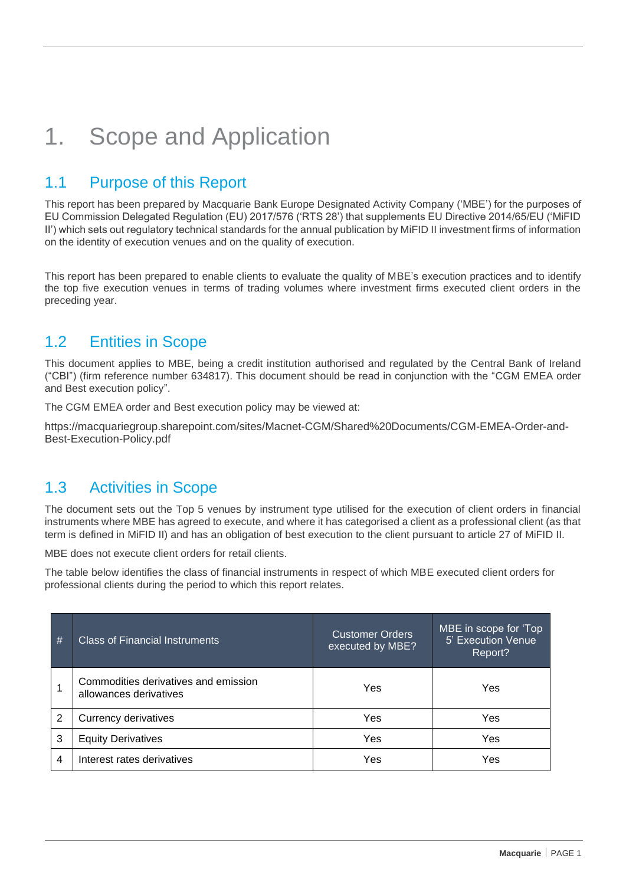# 1. Scope and Application

## 1.1 Purpose of this Report

This report has been prepared by Macquarie Bank Europe Designated Activity Company ('MBE') for the purposes of EU Commission Delegated Regulation (EU) 2017/576 ('RTS 28') that supplements EU Directive 2014/65/EU ('MiFID II') which sets out regulatory technical standards for the annual publication by MiFID II investment firms of information on the identity of execution venues and on the quality of execution.

This report has been prepared to enable clients to evaluate the quality of MBE's execution practices and to identify the top five execution venues in terms of trading volumes where investment firms executed client orders in the preceding year.

## 1.2 Entities in Scope

This document applies to MBE, being a credit institution authorised and regulated by the Central Bank of Ireland ("CBI") (firm reference number 634817). This document should be read in conjunction with the "CGM EMEA order and Best execution policy".

The CGM EMEA order and Best execution policy may be viewed at:

https://macquariegroup.sharepoint.com/sites/Macnet-CGM/Shared%20Documents/CGM-EMEA-Order-and-Best-Execution-Policy.pdf

## 1.3 Activities in Scope

The document sets out the Top 5 venues by instrument type utilised for the execution of client orders in financial instruments where MBE has agreed to execute, and where it has categorised a client as a professional client (as that term is defined in MiFID II) and has an obligation of best execution to the client pursuant to article 27 of MiFID II.

MBE does not execute client orders for retail clients.

The table below identifies the class of financial instruments in respect of which MBE executed client orders for professional clients during the period to which this report relates.

| # | Class of Financial Instruments | Customer Orders executed by MBE? | MBE in scope for 'Top 5' Execution Venue Report? |
|---|---|---|---|
| 1 | Commodities derivatives and emission allowances derivatives | Yes | Yes |
| 2 | Currency derivatives | Yes | Yes |
| 3 | Equity Derivatives | Yes | Yes |
| 4 | Interest rates derivatives | Yes | Yes |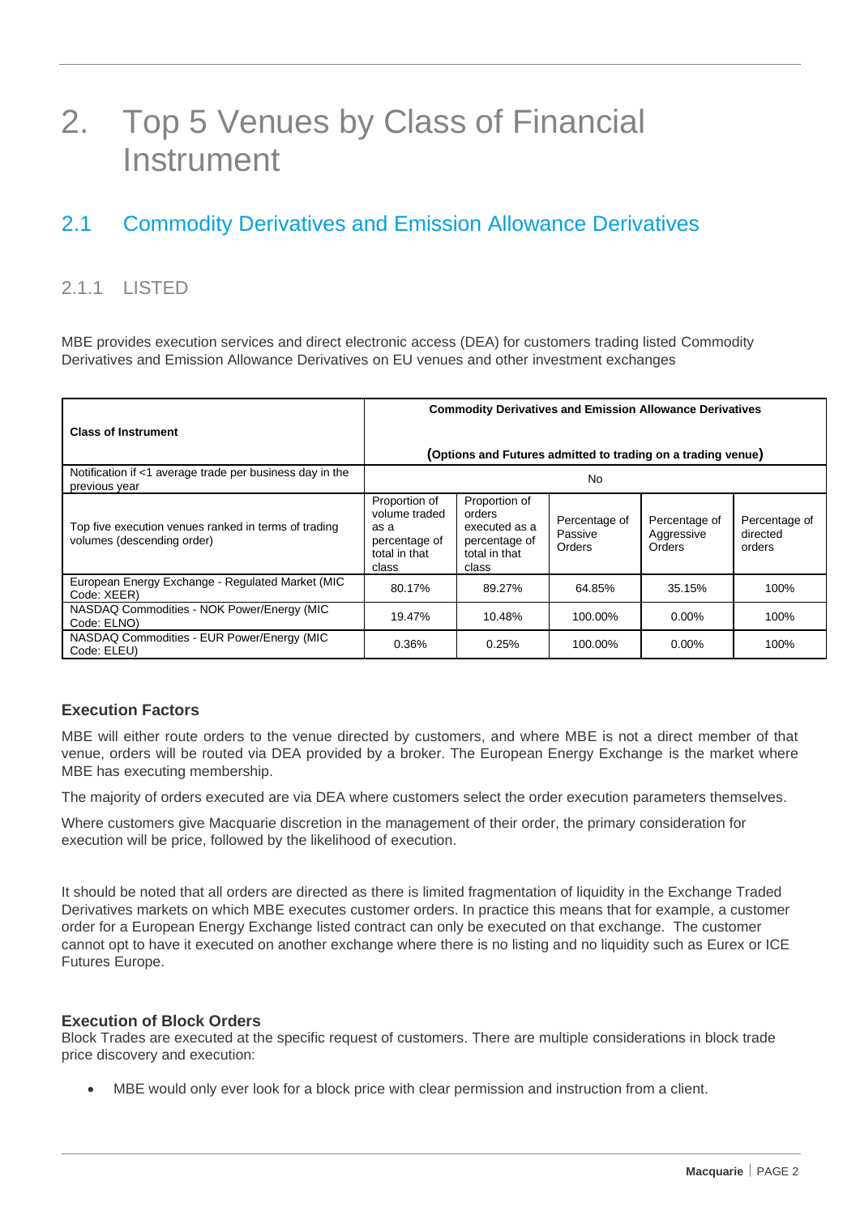# 2. Top 5 Venues by Class of Financial Instrument

## 2.1 Commodity Derivatives and Emission Allowance Derivatives

### 2.1.1 LISTED

MBE provides execution services and direct electronic access (DEA) for customers trading listed Commodity Derivatives and Emission Allowance Derivatives on EU venues and other investment exchanges

| Class of Instrument | Commodity Derivatives and Emission Allowance Derivatives (Options and Futures admitted to trading on a trading venue) | | | | |
|---|---|---|---|---|---|
| Notification if <1 average trade per business day in the previous year | No | | | | |
| Top five execution venues ranked in terms of trading volumes (descending order) | Proportion of volume traded as a percentage of total in that class | Proportion of orders executed as a percentage of total in that class | Percentage of Passive Orders | Percentage of Aggressive Orders | Percentage of directed orders |
| European Energy Exchange - Regulated Market (MIC Code: XEER) | 80.17% | 89.27% | 64.85% | 35.15% | 100% |
| NASDAQ Commodities - NOK Power/Energy (MIC Code: ELNO) | 19.47% | 10.48% | 100.00% | 0.00% | 100% |
| NASDAQ Commodities - EUR Power/Energy (MIC Code: ELEU) | 0.36% | 0.25% | 100.00% | 0.00% | 100% |

#### Execution Factors

MBE will either route orders to the venue directed by customers, and where MBE is not a direct member of that venue, orders will be routed via DEA provided by a broker. The European Energy Exchange is the market where MBE has executing membership.

The majority of orders executed are via DEA where customers select the order execution parameters themselves.

Where customers give Macquarie discretion in the management of their order, the primary consideration for execution will be price, followed by the likelihood of execution.

It should be noted that all orders are directed as there is limited fragmentation of liquidity in the Exchange Traded Derivatives markets on which MBE executes customer orders. In practice this means that for example, a customer order for a European Energy Exchange listed contract can only be executed on that exchange. The customer cannot opt to have it executed on another exchange where there is no listing and no liquidity such as Eurex or ICE Futures Europe.

#### Execution of Block Orders

Block Trades are executed at the specific request of customers. There are multiple considerations in block trade price discovery and execution:

- MBE would only ever look for a block price with clear permission and instruction from a client.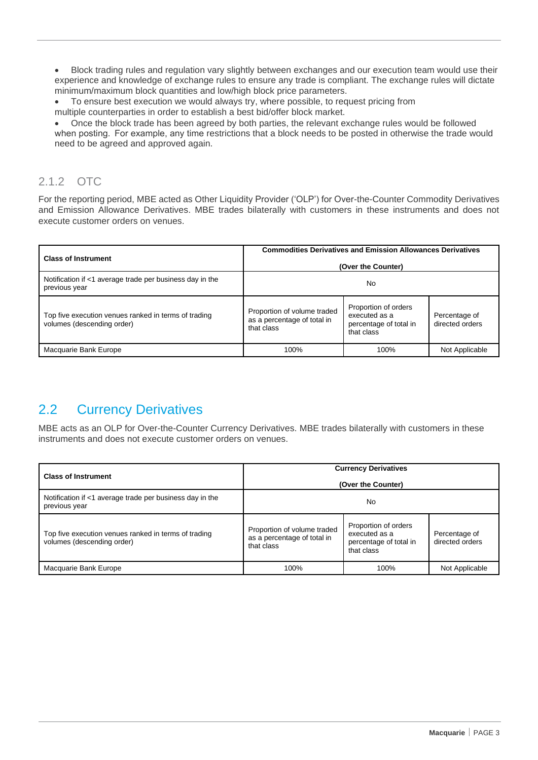- Block trading rules and regulation vary slightly between exchanges and our execution team would use their experience and knowledge of exchange rules to ensure any trade is compliant. The exchange rules will dictate minimum/maximum block quantities and low/high block price parameters.
- To ensure best execution we would always try, where possible, to request pricing from multiple counterparties in order to establish a best bid/offer block market.
- Once the block trade has been agreed by both parties, the relevant exchange rules would be followed when posting. For example, any time restrictions that a block needs to be posted in otherwise the trade would need to be agreed and approved again.

### 2.1.2 OTC

For the reporting period, MBE acted as Other Liquidity Provider ('OLP') for Over-the-Counter Commodity Derivatives and Emission Allowance Derivatives. MBE trades bilaterally with customers in these instruments and does not execute customer orders on venues.

| **Class of Instrument** | **Commodities Derivatives and Emission Allowances Derivatives (Over the Counter)** | | |
|---|---|---|---|
| Notification if <1 average trade per business day in the previous year | No | | |
| Top five execution venues ranked in terms of trading volumes (descending order) | Proportion of volume traded as a percentage of total in that class | Proportion of orders executed as a percentage of total in that class | Percentage of directed orders |
| Macquarie Bank Europe | 100% | 100% | Not Applicable |

## 2.2 Currency Derivatives

MBE acts as an OLP for Over-the-Counter Currency Derivatives. MBE trades bilaterally with customers in these instruments and does not execute customer orders on venues.

| **Class of Instrument** | **Currency Derivatives (Over the Counter)** | | |
|---|---|---|---|
| Notification if <1 average trade per business day in the previous year | No | | |
| Top five execution venues ranked in terms of trading volumes (descending order) | Proportion of volume traded as a percentage of total in that class | Proportion of orders executed as a percentage of total in that class | Percentage of directed orders |
| Macquarie Bank Europe | 100% | 100% | Not Applicable |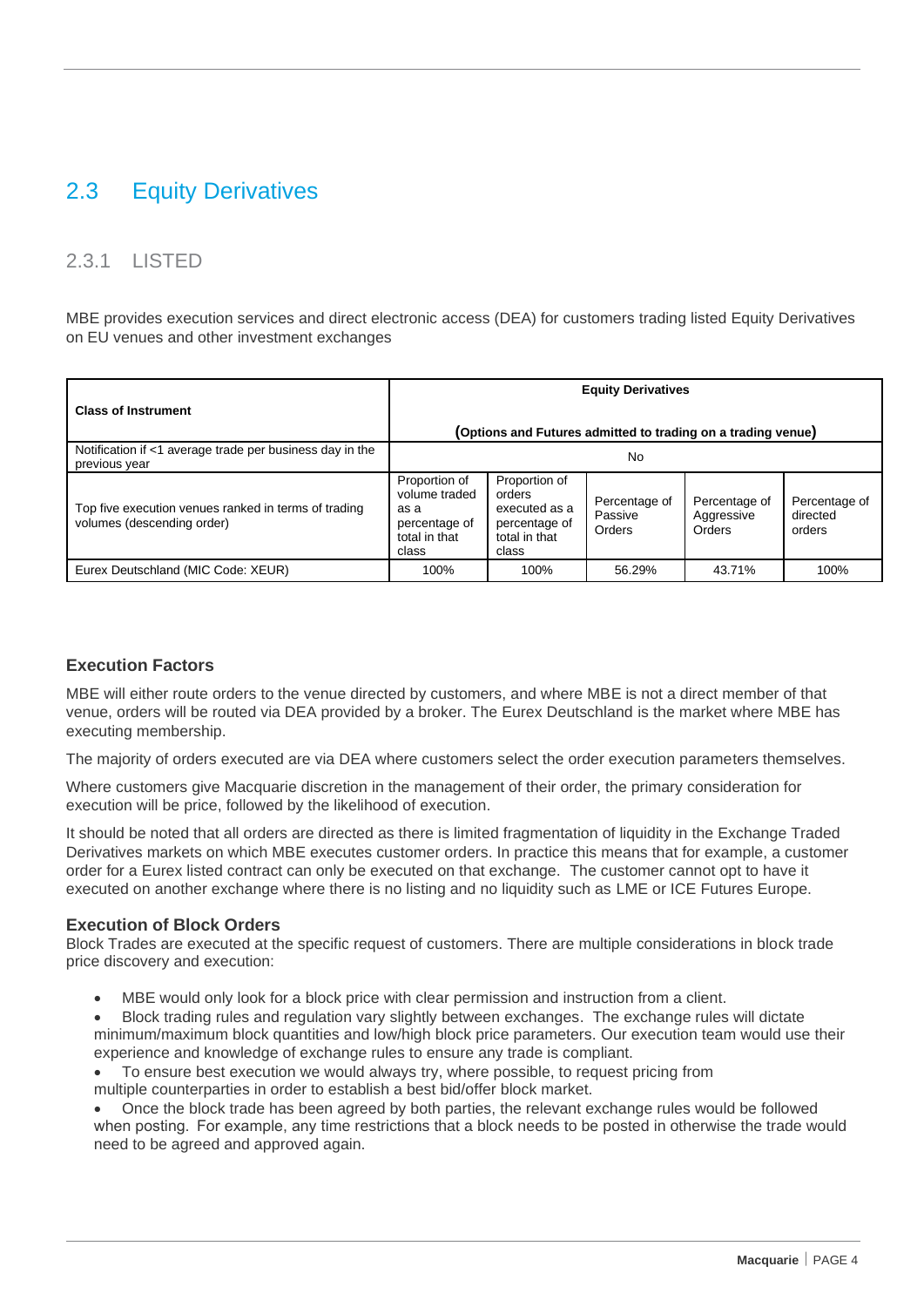## 2.3 Equity Derivatives

### 2.3.1 LISTED

MBE provides execution services and direct electronic access (DEA) for customers trading listed Equity Derivatives on EU venues and other investment exchanges

| Class of Instrument | Equity Derivatives (Options and Futures admitted to trading on a trading venue) | | | | |
|---|---|---|---|---|---|
| Notification if <1 average trade per business day in the previous year | No | | | | |
| Top five execution venues ranked in terms of trading volumes (descending order) | Proportion of volume traded as a percentage of total in that class | Proportion of orders executed as a percentage of total in that class | Percentage of Passive Orders | Percentage of Aggressive Orders | Percentage of directed orders |
| Eurex Deutschland (MIC Code: XEUR) | 100% | 100% | 56.29% | 43.71% | 100% |

#### Execution Factors

MBE will either route orders to the venue directed by customers, and where MBE is not a direct member of that venue, orders will be routed via DEA provided by a broker. The Eurex Deutschland is the market where MBE has executing membership.

The majority of orders executed are via DEA where customers select the order execution parameters themselves.

Where customers give Macquarie discretion in the management of their order, the primary consideration for execution will be price, followed by the likelihood of execution.

It should be noted that all orders are directed as there is limited fragmentation of liquidity in the Exchange Traded Derivatives markets on which MBE executes customer orders. In practice this means that for example, a customer order for a Eurex listed contract can only be executed on that exchange. The customer cannot opt to have it executed on another exchange where there is no listing and no liquidity such as LME or ICE Futures Europe.

#### Execution of Block Orders

Block Trades are executed at the specific request of customers. There are multiple considerations in block trade price discovery and execution:

- MBE would only look for a block price with clear permission and instruction from a client.
- Block trading rules and regulation vary slightly between exchanges. The exchange rules will dictate minimum/maximum block quantities and low/high block price parameters. Our execution team would use their experience and knowledge of exchange rules to ensure any trade is compliant.
- To ensure best execution we would always try, where possible, to request pricing from multiple counterparties in order to establish a best bid/offer block market.
- Once the block trade has been agreed by both parties, the relevant exchange rules would be followed when posting. For example, any time restrictions that a block needs to be posted in otherwise the trade would need to be agreed and approved again.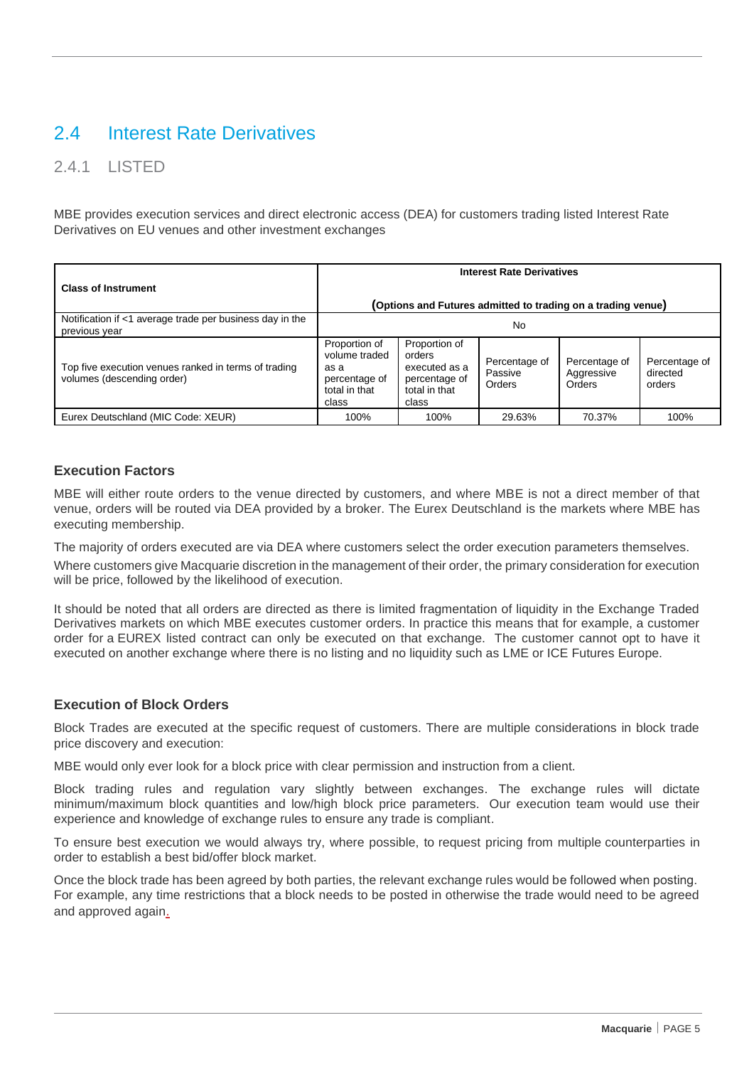## 2.4 Interest Rate Derivatives

### 2.4.1 LISTED

MBE provides execution services and direct electronic access (DEA) for customers trading listed Interest Rate Derivatives on EU venues and other investment exchanges

| **Class of Instrument** | **Interest Rate Derivatives** **(Options and Futures admitted to trading on a trading venue)** | | | | |
|---|---|---|---|---|---|
| Notification if <1 average trade per business day in the previous year | No | | | | |
| Top five execution venues ranked in terms of trading volumes (descending order) | Proportion of volume traded as a percentage of total in that class | Proportion of orders executed as a percentage of total in that class | Percentage of Passive Orders | Percentage of Aggressive Orders | Percentage of directed orders |
| Eurex Deutschland (MIC Code: XEUR) | 100% | 100% | 29.63% | 70.37% | 100% |

### Execution Factors

MBE will either route orders to the venue directed by customers, and where MBE is not a direct member of that venue, orders will be routed via DEA provided by a broker. The Eurex Deutschland is the markets where MBE has executing membership.

The majority of orders executed are via DEA where customers select the order execution parameters themselves.

Where customers give Macquarie discretion in the management of their order, the primary consideration for execution will be price, followed by the likelihood of execution.

It should be noted that all orders are directed as there is limited fragmentation of liquidity in the Exchange Traded Derivatives markets on which MBE executes customer orders. In practice this means that for example, a customer order for a EUREX listed contract can only be executed on that exchange. The customer cannot opt to have it executed on another exchange where there is no listing and no liquidity such as LME or ICE Futures Europe.

### Execution of Block Orders

Block Trades are executed at the specific request of customers. There are multiple considerations in block trade price discovery and execution:

MBE would only ever look for a block price with clear permission and instruction from a client.

Block trading rules and regulation vary slightly between exchanges. The exchange rules will dictate minimum/maximum block quantities and low/high block price parameters. Our execution team would use their experience and knowledge of exchange rules to ensure any trade is compliant.

To ensure best execution we would always try, where possible, to request pricing from multiple counterparties in order to establish a best bid/offer block market.

Once the block trade has been agreed by both parties, the relevant exchange rules would be followed when posting. For example, any time restrictions that a block needs to be posted in otherwise the trade would need to be agreed and approved again.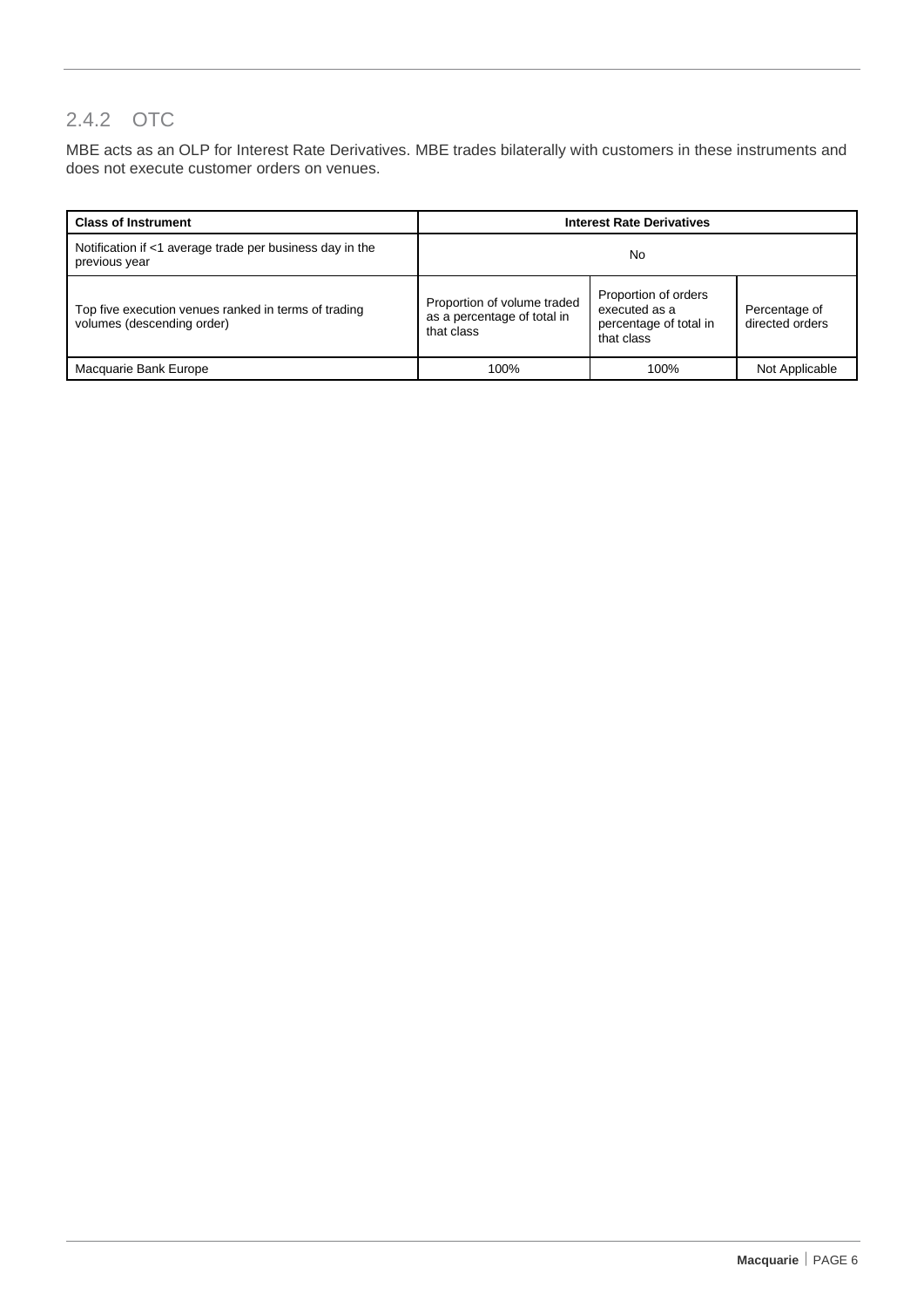### 2.4.2 OTC

MBE acts as an OLP for Interest Rate Derivatives. MBE trades bilaterally with customers in these instruments and does not execute customer orders on venues.

| Class of Instrument | Interest Rate Derivatives | | |
|---|---|---|---|
| Notification if <1 average trade per business day in the previous year | No | | |
| Top five execution venues ranked in terms of trading volumes (descending order) | Proportion of volume traded as a percentage of total in that class | Proportion of orders executed as a percentage of total in that class | Percentage of directed orders |
| Macquarie Bank Europe | 100% | 100% | Not Applicable |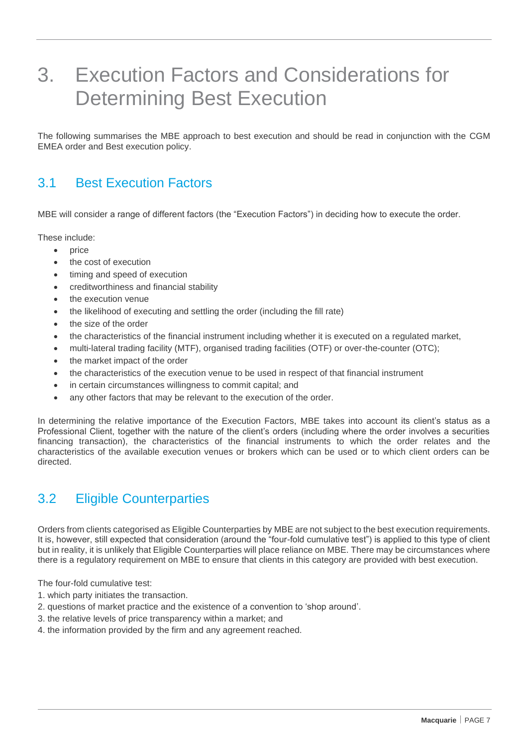# 3. Execution Factors and Considerations for Determining Best Execution

The following summarises the MBE approach to best execution and should be read in conjunction with the CGM EMEA order and Best execution policy.

## 3.1 Best Execution Factors

MBE will consider a range of different factors (the "Execution Factors") in deciding how to execute the order.

These include:

- price
- the cost of execution
- timing and speed of execution
- creditworthiness and financial stability
- the execution venue
- the likelihood of executing and settling the order (including the fill rate)
- the size of the order
- the characteristics of the financial instrument including whether it is executed on a regulated market,
- multi-lateral trading facility (MTF), organised trading facilities (OTF) or over-the-counter (OTC);
- the market impact of the order
- the characteristics of the execution venue to be used in respect of that financial instrument
- in certain circumstances willingness to commit capital; and
- any other factors that may be relevant to the execution of the order.

In determining the relative importance of the Execution Factors, MBE takes into account its client's status as a Professional Client, together with the nature of the client's orders (including where the order involves a securities financing transaction), the characteristics of the financial instruments to which the order relates and the characteristics of the available execution venues or brokers which can be used or to which client orders can be directed.

## 3.2 Eligible Counterparties

Orders from clients categorised as Eligible Counterparties by MBE are not subject to the best execution requirements. It is, however, still expected that consideration (around the "four-fold cumulative test") is applied to this type of client but in reality, it is unlikely that Eligible Counterparties will place reliance on MBE. There may be circumstances where there is a regulatory requirement on MBE to ensure that clients in this category are provided with best execution.

The four-fold cumulative test:

1. which party initiates the transaction.
2. questions of market practice and the existence of a convention to 'shop around'.
3. the relative levels of price transparency within a market; and
4. the information provided by the firm and any agreement reached.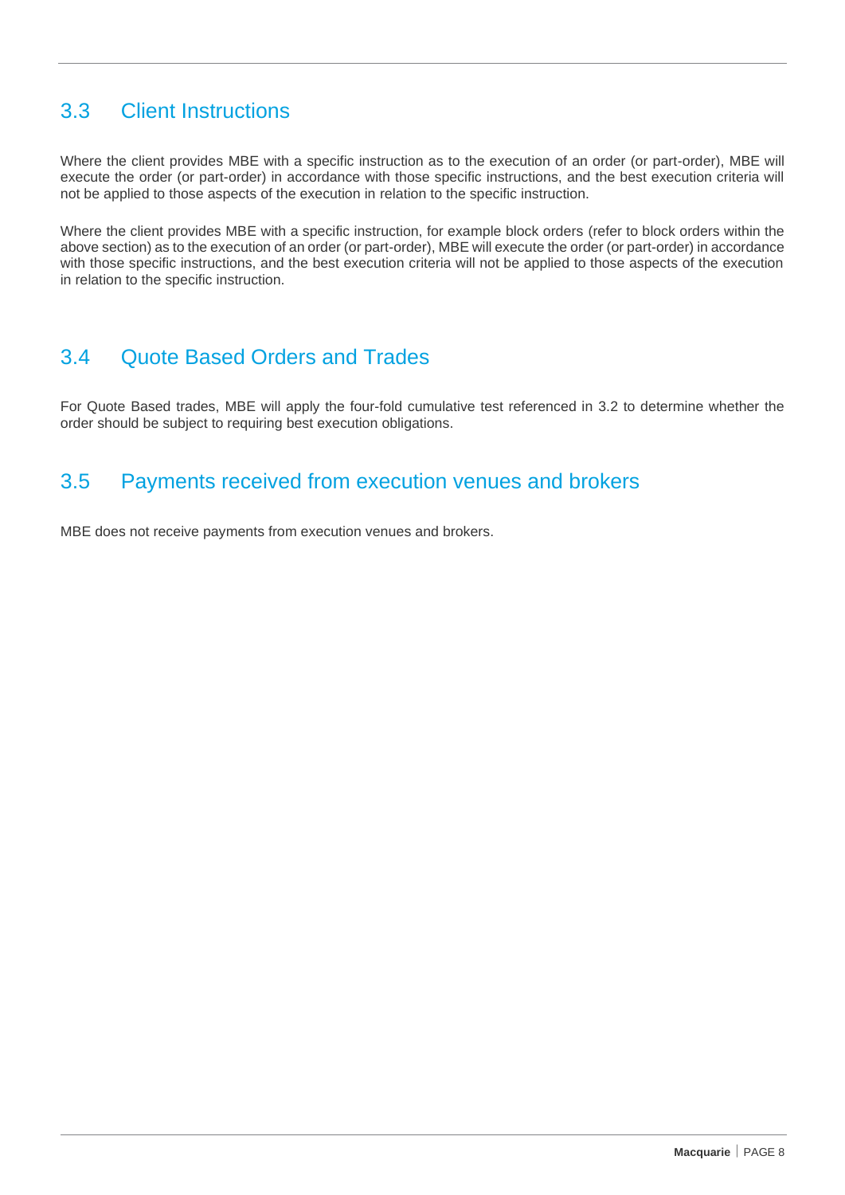## 3.3 Client Instructions

Where the client provides MBE with a specific instruction as to the execution of an order (or part-order), MBE will execute the order (or part-order) in accordance with those specific instructions, and the best execution criteria will not be applied to those aspects of the execution in relation to the specific instruction.

Where the client provides MBE with a specific instruction, for example block orders (refer to block orders within the above section) as to the execution of an order (or part-order), MBE will execute the order (or part-order) in accordance with those specific instructions, and the best execution criteria will not be applied to those aspects of the execution in relation to the specific instruction.

## 3.4 Quote Based Orders and Trades

For Quote Based trades, MBE will apply the four-fold cumulative test referenced in 3.2 to determine whether the order should be subject to requiring best execution obligations.

## 3.5 Payments received from execution venues and brokers

MBE does not receive payments from execution venues and brokers.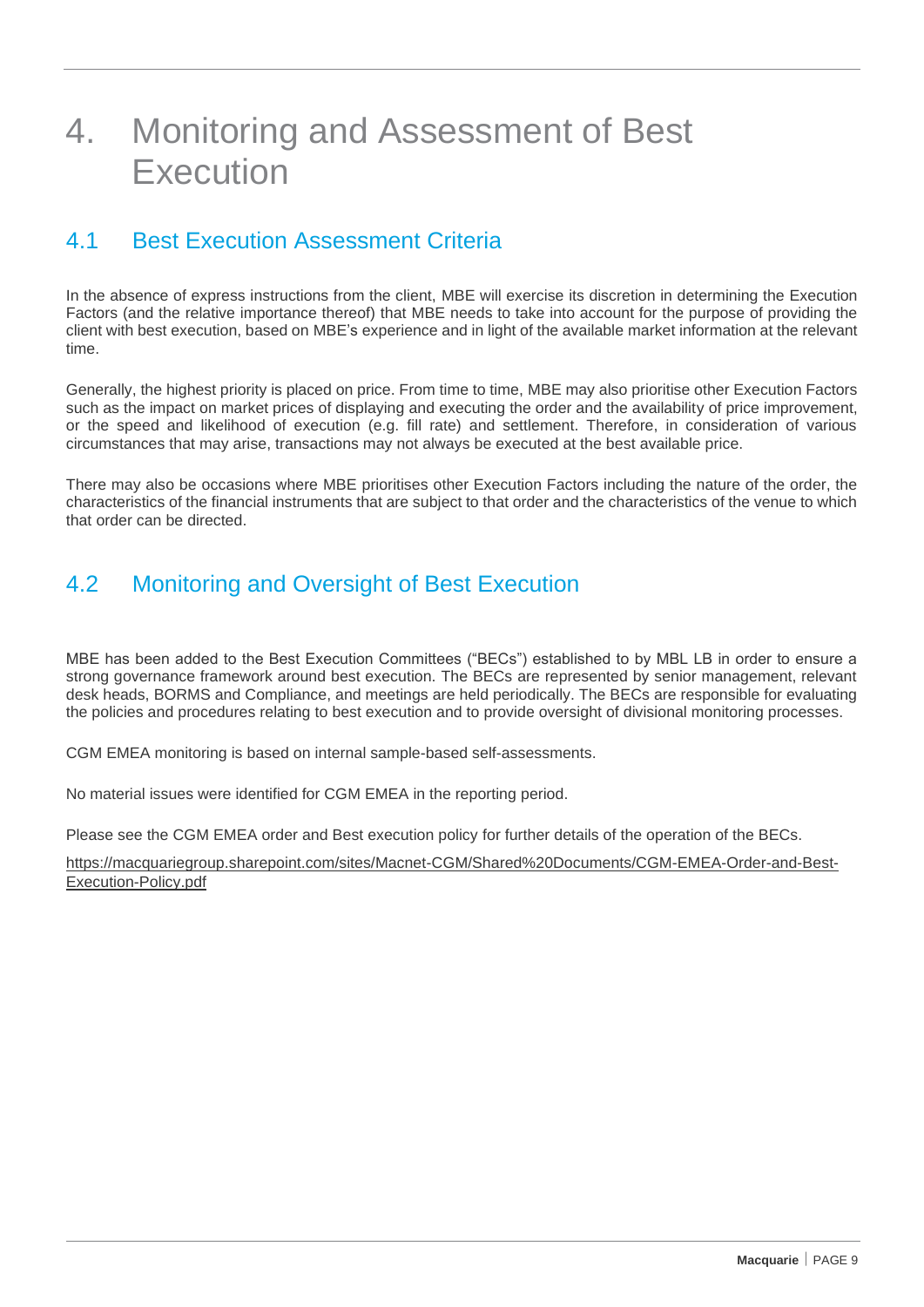# 4. Monitoring and Assessment of Best Execution

## 4.1 Best Execution Assessment Criteria

In the absence of express instructions from the client, MBE will exercise its discretion in determining the Execution Factors (and the relative importance thereof) that MBE needs to take into account for the purpose of providing the client with best execution, based on MBE's experience and in light of the available market information at the relevant time.

Generally, the highest priority is placed on price. From time to time, MBE may also prioritise other Execution Factors such as the impact on market prices of displaying and executing the order and the availability of price improvement, or the speed and likelihood of execution (e.g. fill rate) and settlement. Therefore, in consideration of various circumstances that may arise, transactions may not always be executed at the best available price.

There may also be occasions where MBE prioritises other Execution Factors including the nature of the order, the characteristics of the financial instruments that are subject to that order and the characteristics of the venue to which that order can be directed.

## 4.2 Monitoring and Oversight of Best Execution

MBE has been added to the Best Execution Committees ("BECs") established to by MBL LB in order to ensure a strong governance framework around best execution. The BECs are represented by senior management, relevant desk heads, BORMS and Compliance, and meetings are held periodically. The BECs are responsible for evaluating the policies and procedures relating to best execution and to provide oversight of divisional monitoring processes.

CGM EMEA monitoring is based on internal sample-based self-assessments.

No material issues were identified for CGM EMEA in the reporting period.

Please see the CGM EMEA order and Best execution policy for further details of the operation of the BECs.

https://macquariegroup.sharepoint.com/sites/Macnet-CGM/Shared%20Documents/CGM-EMEA-Order-and-Best-Execution-Policy.pdf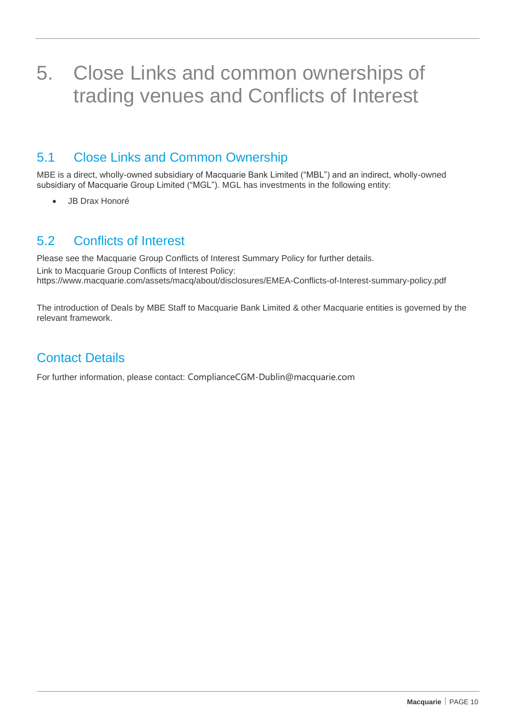# 5. Close Links and common ownerships of trading venues and Conflicts of Interest

## 5.1 Close Links and Common Ownership

MBE is a direct, wholly-owned subsidiary of Macquarie Bank Limited ("MBL") and an indirect, wholly-owned subsidiary of Macquarie Group Limited ("MGL"). MGL has investments in the following entity:

- JB Drax Honoré

## 5.2 Conflicts of Interest

Please see the Macquarie Group Conflicts of Interest Summary Policy for further details.

Link to Macquarie Group Conflicts of Interest Policy:
https://www.macquarie.com/assets/macq/about/disclosures/EMEA-Conflicts-of-Interest-summary-policy.pdf

The introduction of Deals by MBE Staff to Macquarie Bank Limited & other Macquarie entities is governed by the relevant framework.

## Contact Details

For further information, please contact: ComplianceCGM-Dublin@macquarie.com